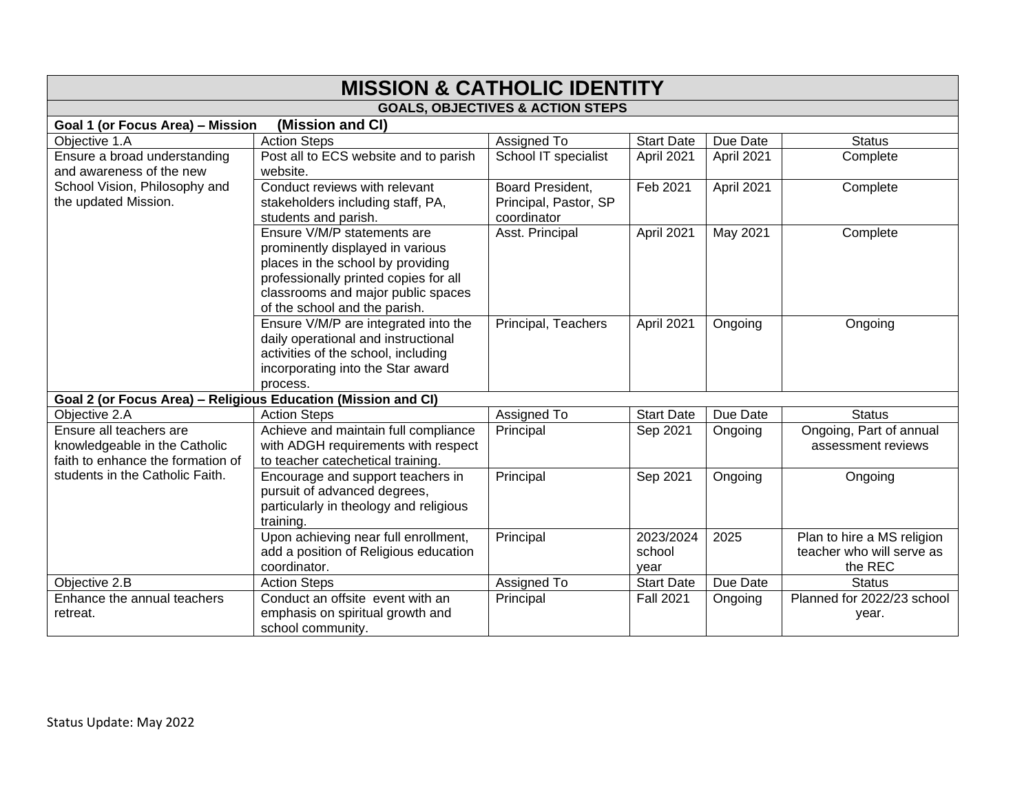# MISSION & CATHOLIC IDENTITY

## GOALS, OBJECTIVES & ACTION STEPS

**Goal 1 (or Focus Area) – Mission (Mission and CI)**

| Objective 1.A | Action Steps | Assigned To | Start Date | Due Date | Status |
|---|---|---|---|---|---|
| Ensure a broad understanding and awareness of the new School Vision, Philosophy and the updated Mission. | Post all to ECS website and to parish website. | School IT specialist | April 2021 | April 2021 | Complete |
| | Conduct reviews with relevant stakeholders including staff, PA, students and parish. | Board President, Principal, Pastor, SP coordinator | Feb 2021 | April 2021 | Complete |
| | Ensure V/M/P statements are prominently displayed in various places in the school by providing professionally printed copies for all classrooms and major public spaces of the school and the parish. | Asst. Principal | April 2021 | May 2021 | Complete |
| | Ensure V/M/P are integrated into the daily operational and instructional activities of the school, including incorporating into the Star award process. | Principal, Teachers | April 2021 | Ongoing | Ongoing |

**Goal 2 (or Focus Area) – Religious Education (Mission and CI)**

| Objective 2.A | Action Steps | Assigned To | Start Date | Due Date | Status |
|---|---|---|---|---|---|
| Ensure all teachers are knowledgeable in the Catholic faith to enhance the formation of students in the Catholic Faith. | Achieve and maintain full compliance with ADGH requirements with respect to teacher catechetical training. | Principal | Sep 2021 | Ongoing | Ongoing, Part of annual assessment reviews |
| | Encourage and support teachers in pursuit of advanced degrees, particularly in theology and religious training. | Principal | Sep 2021 | Ongoing | Ongoing |
| | Upon achieving near full enrollment, add a position of Religious education coordinator. | Principal | 2023/2024 school year | 2025 | Plan to hire a MS religion teacher who will serve as the REC |
| **Objective 2.B** | **Action Steps** | **Assigned To** | **Start Date** | **Due Date** | **Status** |
| Enhance the annual teachers retreat. | Conduct an offsite event with an emphasis on spiritual growth and school community. | Principal | Fall 2021 | Ongoing | Planned for 2022/23 school year. |

Status Update: May 2022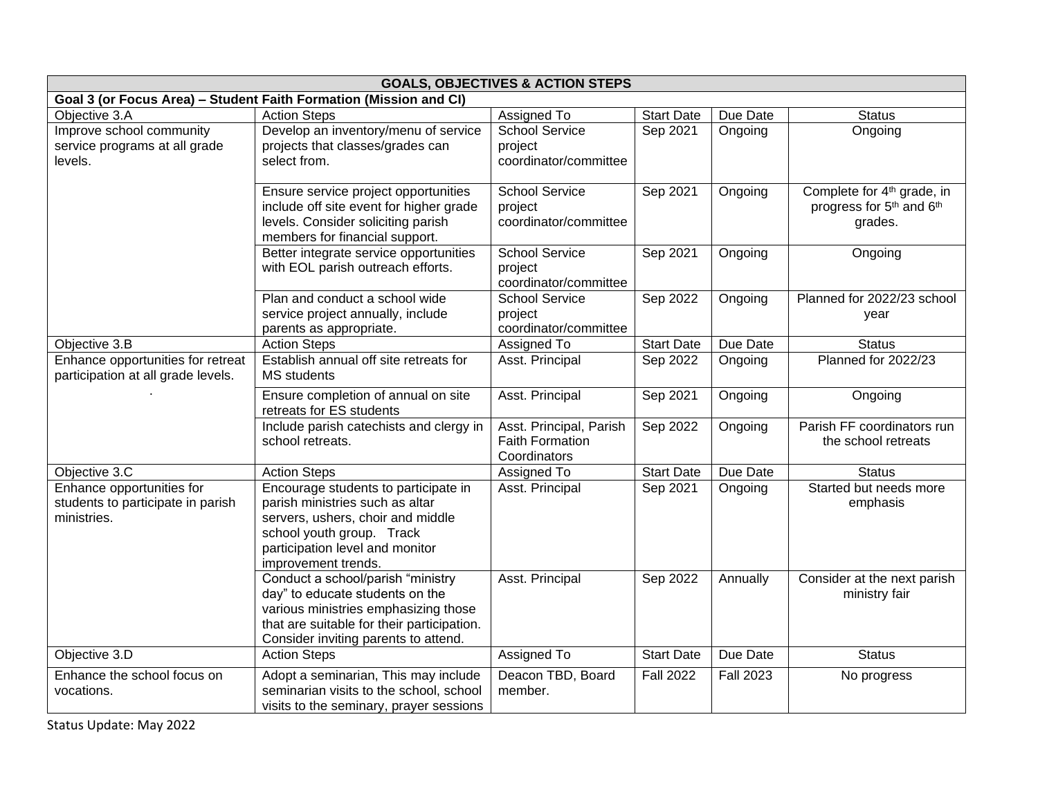| GOALS, OBJECTIVES & ACTION STEPS | | | | | |
|---|---|---|---|---|---|
| **Goal 3 (or Focus Area) – Student Faith Formation (Mission and CI)** | | | | | |
| Objective 3.A | Action Steps | Assigned To | Start Date | Due Date | Status |
| Improve school community service programs at all grade levels. | Develop an inventory/menu of service projects that classes/grades can select from. | School Service project coordinator/committee | Sep 2021 | Ongoing | Ongoing |
| | Ensure service project opportunities include off site event for higher grade levels. Consider soliciting parish members for financial support. | School Service project coordinator/committee | Sep 2021 | Ongoing | Complete for 4th grade, in progress for 5th and 6th grades. |
| | Better integrate service opportunities with EOL parish outreach efforts. | School Service project coordinator/committee | Sep 2021 | Ongoing | Ongoing |
| | Plan and conduct a school wide service project annually, include parents as appropriate. | School Service project coordinator/committee | Sep 2022 | Ongoing | Planned for 2022/23 school year |
| Objective 3.B | Action Steps | Assigned To | Start Date | Due Date | Status |
| Enhance opportunities for retreat participation at all grade levels. . | Establish annual off site retreats for MS students | Asst. Principal | Sep 2022 | Ongoing | Planned for 2022/23 |
| | Ensure completion of annual on site retreats for ES students | Asst. Principal | Sep 2021 | Ongoing | Ongoing |
| | Include parish catechists and clergy in school retreats. | Asst. Principal, Parish Faith Formation Coordinators | Sep 2022 | Ongoing | Parish FF coordinators run the school retreats |
| Objective 3.C | Action Steps | Assigned To | Start Date | Due Date | Status |
| Enhance opportunities for students to participate in parish ministries. | Encourage students to participate in parish ministries such as altar servers, ushers, choir and middle school youth group. Track participation level and monitor improvement trends. | Asst. Principal | Sep 2021 | Ongoing | Started but needs more emphasis |
| | Conduct a school/parish "ministry day" to educate students on the various ministries emphasizing those that are suitable for their participation. Consider inviting parents to attend. | Asst. Principal | Sep 2022 | Annually | Consider at the next parish ministry fair |
| Objective 3.D | Action Steps | Assigned To | Start Date | Due Date | Status |
| Enhance the school focus on vocations. | Adopt a seminarian, This may include seminarian visits to the school, school visits to the seminary, prayer sessions | Deacon TBD, Board member. | Fall 2022 | Fall 2023 | No progress |

Status Update: May 2022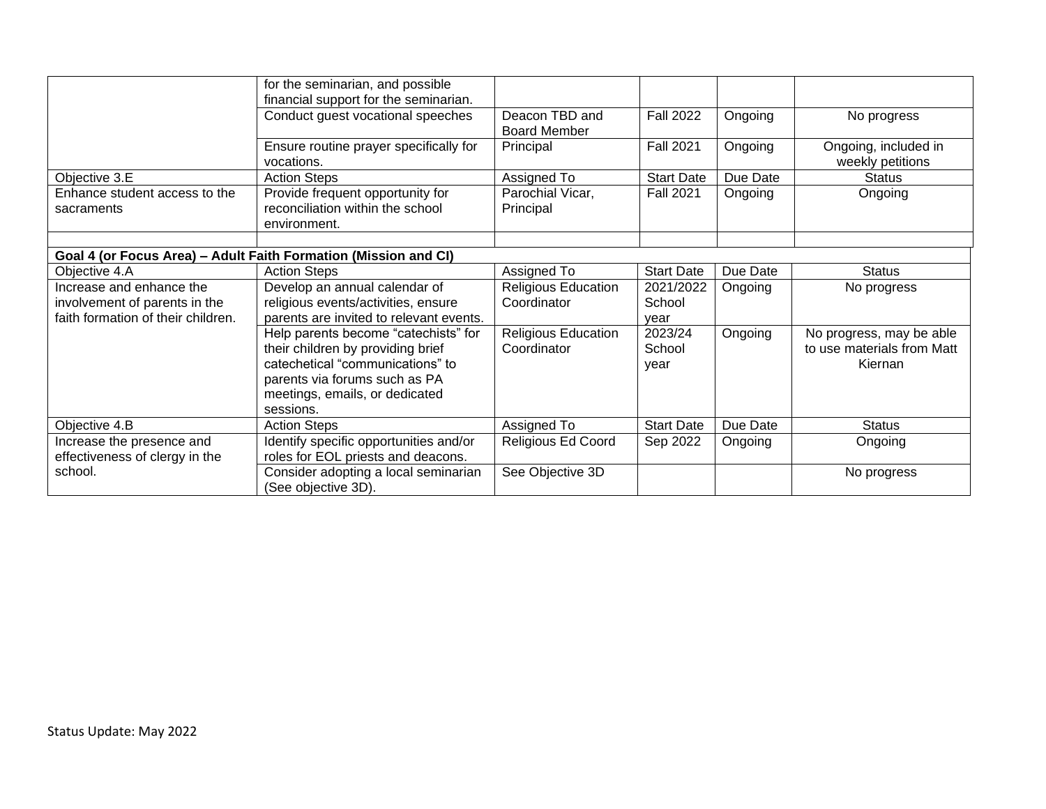| | | | | | |
|---|---|---|---|---|---|
| | for the seminarian, and possible financial support for the seminarian. | | | | |
| | Conduct guest vocational speeches | Deacon TBD and Board Member | Fall 2022 | Ongoing | No progress |
| | Ensure routine prayer specifically for vocations. | Principal | Fall 2021 | Ongoing | Ongoing, included in weekly petitions |
| Objective 3.E | Action Steps | Assigned To | Start Date | Due Date | Status |
| Enhance student access to the sacraments | Provide frequent opportunity for reconciliation within the school environment. | Parochial Vicar, Principal | Fall 2021 | Ongoing | Ongoing |
| | | | | | |

| **Goal 4 (or Focus Area) – Adult Faith Formation (Mission and CI)** | | | | | |
|---|---|---|---|---|---|
| Objective 4.A | Action Steps | Assigned To | Start Date | Due Date | Status |
| Increase and enhance the involvement of parents in the faith formation of their children. | Develop an annual calendar of religious events/activities, ensure parents are invited to relevant events. | Religious Education Coordinator | 2021/2022 School year | Ongoing | No progress |
| | Help parents become "catechists" for their children by providing brief catechetical "communications" to parents via forums such as PA meetings, emails, or dedicated sessions. | Religious Education Coordinator | 2023/24 School year | Ongoing | No progress, may be able to use materials from Matt Kiernan |
| Objective 4.B | Action Steps | Assigned To | Start Date | Due Date | Status |
| Increase the presence and effectiveness of clergy in the school. | Identify specific opportunities and/or roles for EOL priests and deacons. | Religious Ed Coord | Sep 2022 | Ongoing | Ongoing |
| | Consider adopting a local seminarian (See objective 3D). | See Objective 3D | | | No progress |

Status Update: May 2022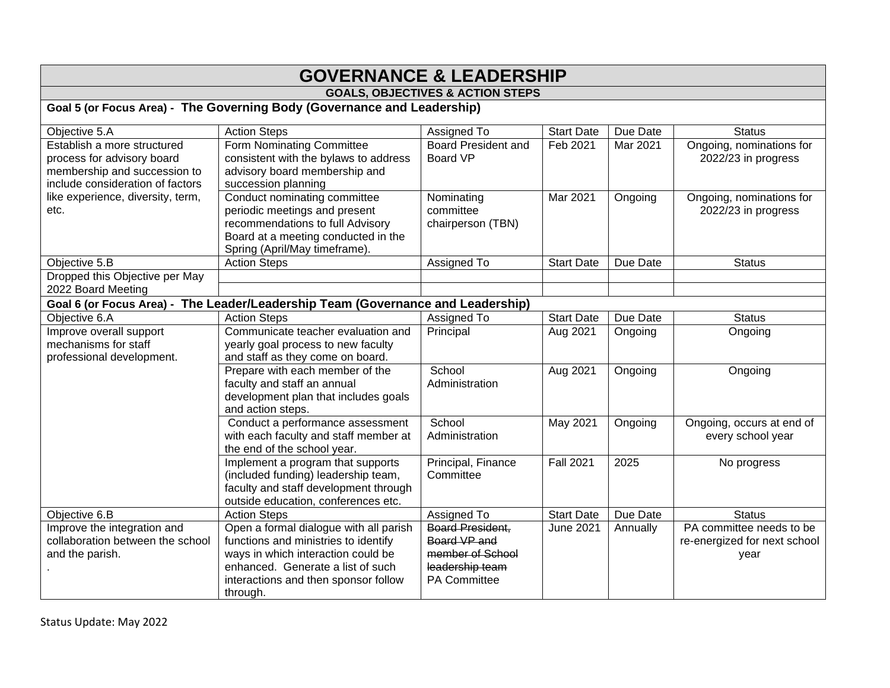# GOVERNANCE & LEADERSHIP

## GOALS, OBJECTIVES & ACTION STEPS

**Goal 5 (or Focus Area) - The Governing Body (Governance and Leadership)**

| Objective 5.A | Action Steps | Assigned To | Start Date | Due Date | Status |
|---|---|---|---|---|---|
| Establish a more structured process for advisory board membership and succession to include consideration of factors like experience, diversity, term, etc. | Form Nominating Committee consistent with the bylaws to address advisory board membership and succession planning | Board President and Board VP | Feb 2021 | Mar 2021 | Ongoing, nominations for 2022/23 in progress |
| | Conduct nominating committee periodic meetings and present recommendations to full Advisory Board at a meeting conducted in the Spring (April/May timeframe). | Nominating committee chairperson (TBN) | Mar 2021 | Ongoing | Ongoing, nominations for 2022/23 in progress |
| **Objective 5.B** | **Action Steps** | **Assigned To** | **Start Date** | **Due Date** | **Status** |
| Dropped this Objective per May 2022 Board Meeting | | | | | |
| | | | | | |

**Goal 6 (or Focus Area) - The Leader/Leadership Team (Governance and Leadership)**

| Objective 6.A | Action Steps | Assigned To | Start Date | Due Date | Status |
|---|---|---|---|---|---|
| Improve overall support mechanisms for staff professional development. | Communicate teacher evaluation and yearly goal process to new faculty and staff as they come on board. | Principal | Aug 2021 | Ongoing | Ongoing |
| | Prepare with each member of the faculty and staff an annual development plan that includes goals and action steps. | School Administration | Aug 2021 | Ongoing | Ongoing |
| | Conduct a performance assessment with each faculty and staff member at the end of the school year. | School Administration | May 2021 | Ongoing | Ongoing, occurs at end of every school year |
| | Implement a program that supports (included funding) leadership team, faculty and staff development through outside education, conferences etc. | Principal, Finance Committee | Fall 2021 | 2025 | No progress |
| **Objective 6.B** | **Action Steps** | **Assigned To** | **Start Date** | **Due Date** | **Status** |
| Improve the integration and collaboration between the school and the parish. . | Open a formal dialogue with all parish functions and ministries to identify ways in which interaction could be enhanced. Generate a list of such interactions and then sponsor follow through. | ~~Board President, Board VP and member of School leadership team~~ PA Committee | June 2021 | Annually | PA committee needs to be re-energized for next school year |

Status Update: May 2022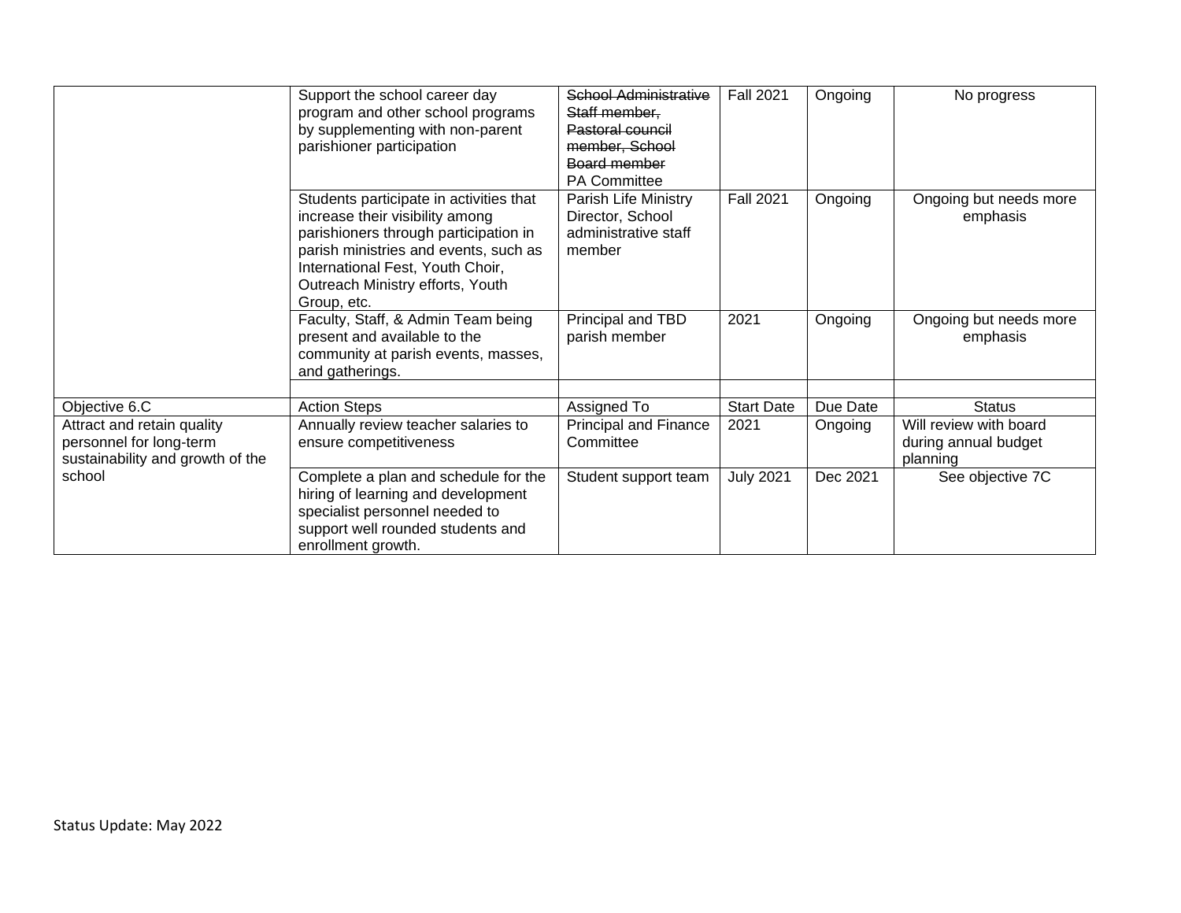| | | | | | |
|---|---|---|---|---|---|
| | Support the school career day program and other school programs by supplementing with non-parent parishioner participation | ~~School Administrative Staff member, Pastoral council member, School Board member~~ PA Committee | Fall 2021 | Ongoing | No progress |
| | Students participate in activities that increase their visibility among parishioners through participation in parish ministries and events, such as International Fest, Youth Choir, Outreach Ministry efforts, Youth Group, etc. | Parish Life Ministry Director, School administrative staff member | Fall 2021 | Ongoing | Ongoing but needs more emphasis |
| | Faculty, Staff, & Admin Team being present and available to the community at parish events, masses, and gatherings. | Principal and TBD parish member | 2021 | Ongoing | Ongoing but needs more emphasis |
| | | | | | |
| Objective 6.C | Action Steps | Assigned To | Start Date | Due Date | Status |
| Attract and retain quality personnel for long-term sustainability and growth of the school | Annually review teacher salaries to ensure competitiveness | Principal and Finance Committee | 2021 | Ongoing | Will review with board during annual budget planning |
| | Complete a plan and schedule for the hiring of learning and development specialist personnel needed to support well rounded students and enrollment growth. | Student support team | July 2021 | Dec 2021 | See objective 7C |

Status Update: May 2022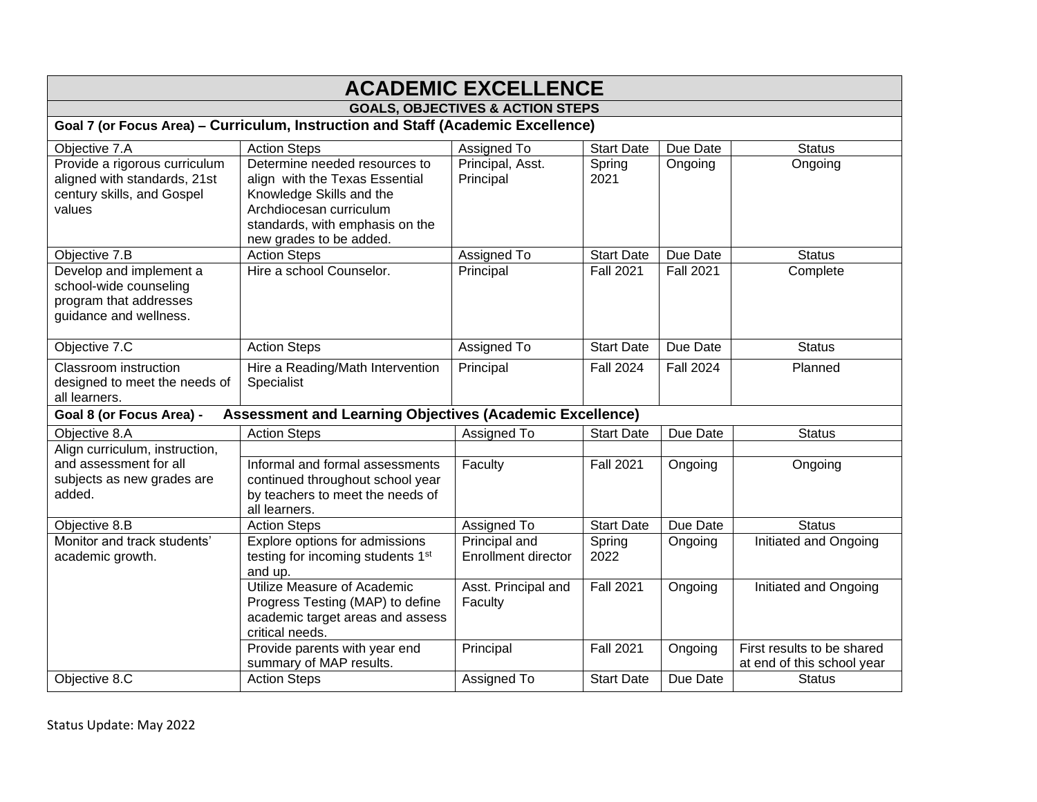# ACADEMIC EXCELLENCE

## GOALS, OBJECTIVES & ACTION STEPS

**Goal 7 (or Focus Area) – Curriculum, Instruction and Staff (Academic Excellence)**

| Objective 7.A | Action Steps | Assigned To | Start Date | Due Date | Status |
|---|---|---|---|---|---|
| Provide a rigorous curriculum aligned with standards, 21st century skills, and Gospel values | Determine needed resources to align with the Texas Essential Knowledge Skills and the Archdiocesan curriculum standards, with emphasis on the new grades to be added. | Principal, Asst. Principal | Spring 2021 | Ongoing | Ongoing |
| **Objective 7.B** | **Action Steps** | **Assigned To** | **Start Date** | **Due Date** | **Status** |
| Develop and implement a school-wide counseling program that addresses guidance and wellness. | Hire a school Counselor. | Principal | Fall 2021 | Fall 2021 | Complete |
| **Objective 7.C** | **Action Steps** | **Assigned To** | **Start Date** | **Due Date** | **Status** |
| Classroom instruction designed to meet the needs of all learners. | Hire a Reading/Math Intervention Specialist | Principal | Fall 2024 | Fall 2024 | Planned |

**Goal 8 (or Focus Area) - Assessment and Learning Objectives (Academic Excellence)**

| Objective 8.A | Action Steps | Assigned To | Start Date | Due Date | Status |
|---|---|---|---|---|---|
| Align curriculum, instruction, and assessment for all subjects as new grades are added. | | | | | |
| | Informal and formal assessments continued throughout school year by teachers to meet the needs of all learners. | Faculty | Fall 2021 | Ongoing | Ongoing |
| **Objective 8.B** | **Action Steps** | **Assigned To** | **Start Date** | **Due Date** | **Status** |
| Monitor and track students' academic growth. | Explore options for admissions testing for incoming students 1st and up. | Principal and Enrollment director | Spring 2022 | Ongoing | Initiated and Ongoing |
| | Utilize Measure of Academic Progress Testing (MAP) to define academic target areas and assess critical needs. | Asst. Principal and Faculty | Fall 2021 | Ongoing | Initiated and Ongoing |
| | Provide parents with year end summary of MAP results. | Principal | Fall 2021 | Ongoing | First results to be shared at end of this school year |
| **Objective 8.C** | **Action Steps** | **Assigned To** | **Start Date** | **Due Date** | **Status** |

Status Update: May 2022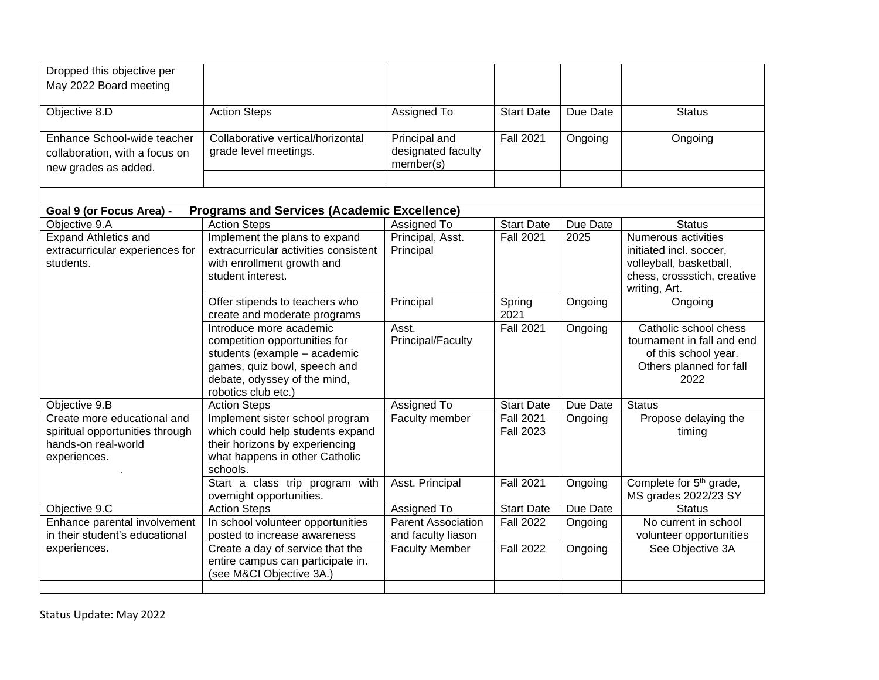| | | | | | |
|---|---|---|---|---|---|
| Dropped this objective per May 2022 Board meeting | | | | | |
| Objective 8.D | Action Steps | Assigned To | Start Date | Due Date | Status |
| Enhance School-wide teacher collaboration, with a focus on new grades as added. | Collaborative vertical/horizontal grade level meetings. | Principal and designated faculty member(s) | Fall 2021 | Ongoing | Ongoing |
| | | | | | |
| | | | | | |
| **Goal 9 (or Focus Area) - Programs and Services (Academic Excellence)** | | | | | |
| Objective 9.A | Action Steps | Assigned To | Start Date | Due Date | Status |
| Expand Athletics and extracurricular experiences for students. | Implement the plans to expand extracurricular activities consistent with enrollment growth and student interest. | Principal, Asst. Principal | Fall 2021 | 2025 | Numerous activities initiated incl. soccer, volleyball, basketball, chess, crossstich, creative writing, Art. |
| | Offer stipends to teachers who create and moderate programs | Principal | Spring 2021 | Ongoing | Ongoing |
| | Introduce more academic competition opportunities for students (example – academic games, quiz bowl, speech and debate, odyssey of the mind, robotics club etc.) | Asst. Principal/Faculty | Fall 2021 | Ongoing | Catholic school chess tournament in fall and end of this school year. Others planned for fall 2022 |
| Objective 9.B | Action Steps | Assigned To | Start Date | Due Date | Status |
| Create more educational and spiritual opportunities through hands-on real-world experiences. . | Implement sister school program which could help students expand their horizons by experiencing what happens in other Catholic schools. | Faculty member | ~~Fall 2021~~ Fall 2023 | Ongoing | Propose delaying the timing |
| | Start a class trip program with overnight opportunities. | Asst. Principal | Fall 2021 | Ongoing | Complete for 5th grade, MS grades 2022/23 SY |
| Objective 9.C | Action Steps | Assigned To | Start Date | Due Date | Status |
| Enhance parental involvement in their student's educational experiences. | In school volunteer opportunities posted to increase awareness | Parent Association and faculty liason | Fall 2022 | Ongoing | No current in school volunteer opportunities |
| | Create a day of service that the entire campus can participate in. (see M&CI Objective 3A.) | Faculty Member | Fall 2022 | Ongoing | See Objective 3A |
| | | | | | |

Status Update: May 2022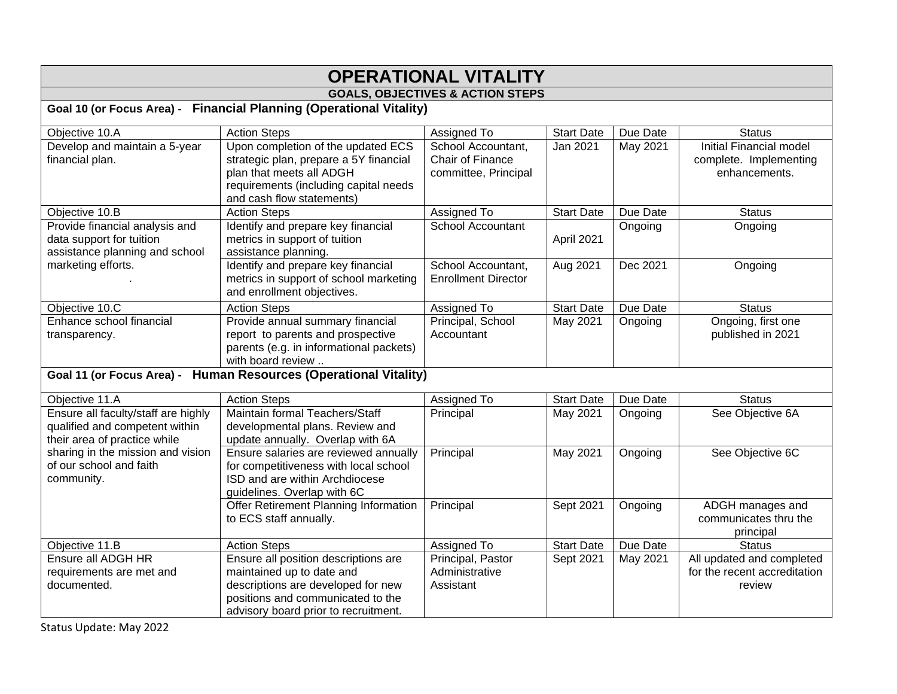# OPERATIONAL VITALITY

## GOALS, OBJECTIVES & ACTION STEPS

### Goal 10 (or Focus Area) - Financial Planning (Operational Vitality)

| Objective 10.A | Action Steps | Assigned To | Start Date | Due Date | Status |
|---|---|---|---|---|---|
| Develop and maintain a 5-year financial plan. | Upon completion of the updated ECS strategic plan, prepare a 5Y financial plan that meets all ADGH requirements (including capital needs and cash flow statements) | School Accountant, Chair of Finance committee, Principal | Jan 2021 | May 2021 | Initial Financial model complete. Implementing enhancements. |

| Objective 10.B | Action Steps | Assigned To | Start Date | Due Date | Status |
|---|---|---|---|---|---|
| Provide financial analysis and data support for tuition assistance planning and school marketing efforts. . | Identify and prepare key financial metrics in support of tuition assistance planning. | School Accountant | April 2021 | Ongoing | Ongoing |
| | Identify and prepare key financial metrics in support of school marketing and enrollment objectives. | School Accountant, Enrollment Director | Aug 2021 | Dec 2021 | Ongoing |

| Objective 10.C | Action Steps | Assigned To | Start Date | Due Date | Status |
|---|---|---|---|---|---|
| Enhance school financial transparency. | Provide annual summary financial report to parents and prospective parents (e.g. in informational packets) with board review .. | Principal, School Accountant | May 2021 | Ongoing | Ongoing, first one published in 2021 |

### Goal 11 (or Focus Area) - Human Resources (Operational Vitality)

| Objective 11.A | Action Steps | Assigned To | Start Date | Due Date | Status |
|---|---|---|---|---|---|
| Ensure all faculty/staff are highly qualified and competent within their area of practice while sharing in the mission and vision of our school and faith community. | Maintain formal Teachers/Staff developmental plans. Review and update annually. Overlap with 6A | Principal | May 2021 | Ongoing | See Objective 6A |
| | Ensure salaries are reviewed annually for competitiveness with local school ISD and are within Archdiocese guidelines. Overlap with 6C | Principal | May 2021 | Ongoing | See Objective 6C |
| | Offer Retirement Planning Information to ECS staff annually. | Principal | Sept 2021 | Ongoing | ADGH manages and communicates thru the principal |

| Objective 11.B | Action Steps | Assigned To | Start Date | Due Date | Status |
|---|---|---|---|---|---|
| Ensure all ADGH HR requirements are met and documented. | Ensure all position descriptions are maintained up to date and descriptions are developed for new positions and communicated to the advisory board prior to recruitment. | Principal, Pastor Administrative Assistant | Sept 2021 | May 2021 | All updated and completed for the recent accreditation review |

Status Update: May 2022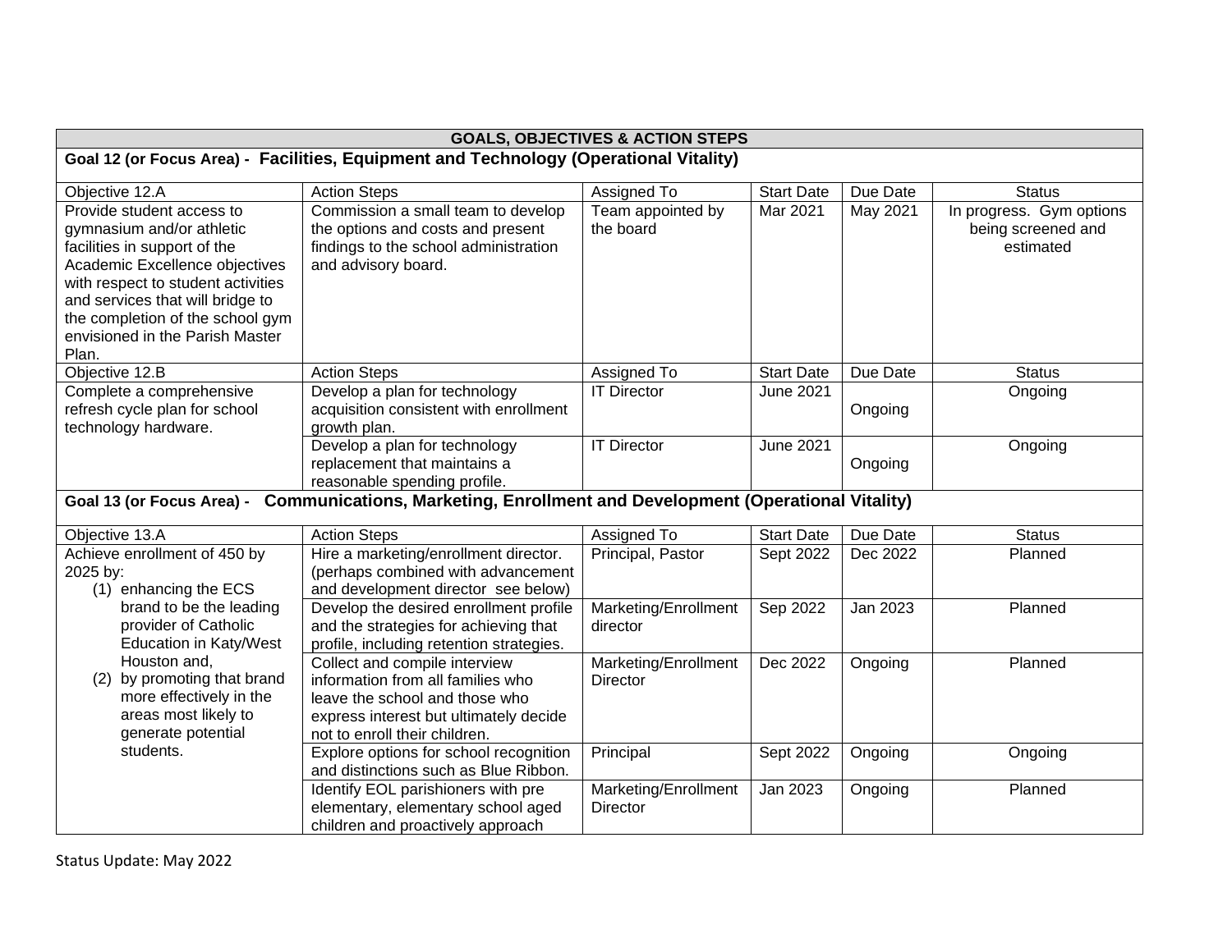| GOALS, OBJECTIVES & ACTION STEPS | | | | | |
|---|---|---|---|---|---|
| **Goal 12 (or Focus Area) - Facilities, Equipment and Technology (Operational Vitality)** | | | | | |
| Objective 12.A | Action Steps | Assigned To | Start Date | Due Date | Status |
| Provide student access to gymnasium and/or athletic facilities in support of the Academic Excellence objectives with respect to student activities and services that will bridge to the completion of the school gym envisioned in the Parish Master Plan. | Commission a small team to develop the options and costs and present findings to the school administration and advisory board. | Team appointed by the board | Mar 2021 | May 2021 | In progress. Gym options being screened and estimated |
| Objective 12.B | Action Steps | Assigned To | Start Date | Due Date | Status |
| Complete a comprehensive refresh cycle plan for school technology hardware. | Develop a plan for technology acquisition consistent with enrollment growth plan. | IT Director | June 2021 | Ongoing | Ongoing |
| | Develop a plan for technology replacement that maintains a reasonable spending profile. | IT Director | June 2021 | Ongoing | Ongoing |
| **Goal 13 (or Focus Area) - Communications, Marketing, Enrollment and Development (Operational Vitality)** | | | | | |
| Objective 13.A | Action Steps | Assigned To | Start Date | Due Date | Status |
| Achieve enrollment of 450 by 2025 by: (1) enhancing the ECS brand to be the leading provider of Catholic Education in Katy/West Houston and, (2) by promoting that brand more effectively in the areas most likely to generate potential students. | Hire a marketing/enrollment director. (perhaps combined with advancement and development director see below) | Principal, Pastor | Sept 2022 | Dec 2022 | Planned |
| | Develop the desired enrollment profile and the strategies for achieving that profile, including retention strategies. | Marketing/Enrollment director | Sep 2022 | Jan 2023 | Planned |
| | Collect and compile interview information from all families who leave the school and those who express interest but ultimately decide not to enroll their children. | Marketing/Enrollment Director | Dec 2022 | Ongoing | Planned |
| | Explore options for school recognition and distinctions such as Blue Ribbon. | Principal | Sept 2022 | Ongoing | Ongoing |
| | Identify EOL parishioners with pre elementary, elementary school aged children and proactively approach | Marketing/Enrollment Director | Jan 2023 | Ongoing | Planned |

Status Update: May 2022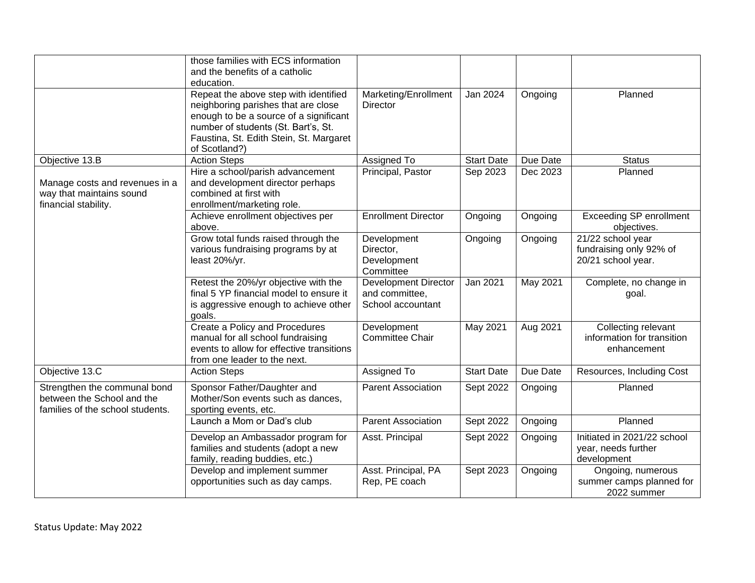| | | | | | |
|---|---|---|---|---|---|
| | those families with ECS information and the benefits of a catholic education. | | | | |
| | Repeat the above step with identified neighboring parishes that are close enough to be a source of a significant number of students (St. Bart's, St. Faustina, St. Edith Stein, St. Margaret of Scotland?) | Marketing/Enrollment Director | Jan 2024 | Ongoing | Planned |
| Objective 13.B | Action Steps | Assigned To | Start Date | Due Date | Status |
| Manage costs and revenues in a way that maintains sound financial stability. | Hire a school/parish advancement and development director perhaps combined at first with enrollment/marketing role. | Principal, Pastor | Sep 2023 | Dec 2023 | Planned |
| | Achieve enrollment objectives per above. | Enrollment Director | Ongoing | Ongoing | Exceeding SP enrollment objectives. |
| | Grow total funds raised through the various fundraising programs by at least 20%/yr. | Development Director, Development Committee | Ongoing | Ongoing | 21/22 school year fundraising only 92% of 20/21 school year. |
| | Retest the 20%/yr objective with the final 5 YP financial model to ensure it is aggressive enough to achieve other goals. | Development Director and committee, School accountant | Jan 2021 | May 2021 | Complete, no change in goal. |
| | Create a Policy and Procedures manual for all school fundraising events to allow for effective transitions from one leader to the next. | Development Committee Chair | May 2021 | Aug 2021 | Collecting relevant information for transition enhancement |
| Objective 13.C | Action Steps | Assigned To | Start Date | Due Date | Resources, Including Cost |
| Strengthen the communal bond between the School and the families of the school students. | Sponsor Father/Daughter and Mother/Son events such as dances, sporting events, etc. | Parent Association | Sept 2022 | Ongoing | Planned |
| | Launch a Mom or Dad's club | Parent Association | Sept 2022 | Ongoing | Planned |
| | Develop an Ambassador program for families and students (adopt a new family, reading buddies, etc.) | Asst. Principal | Sept 2022 | Ongoing | Initiated in 2021/22 school year, needs further development |
| | Develop and implement summer opportunities such as day camps. | Asst. Principal, PA Rep, PE coach | Sept 2023 | Ongoing | Ongoing, numerous summer camps planned for 2022 summer |

Status Update: May 2022